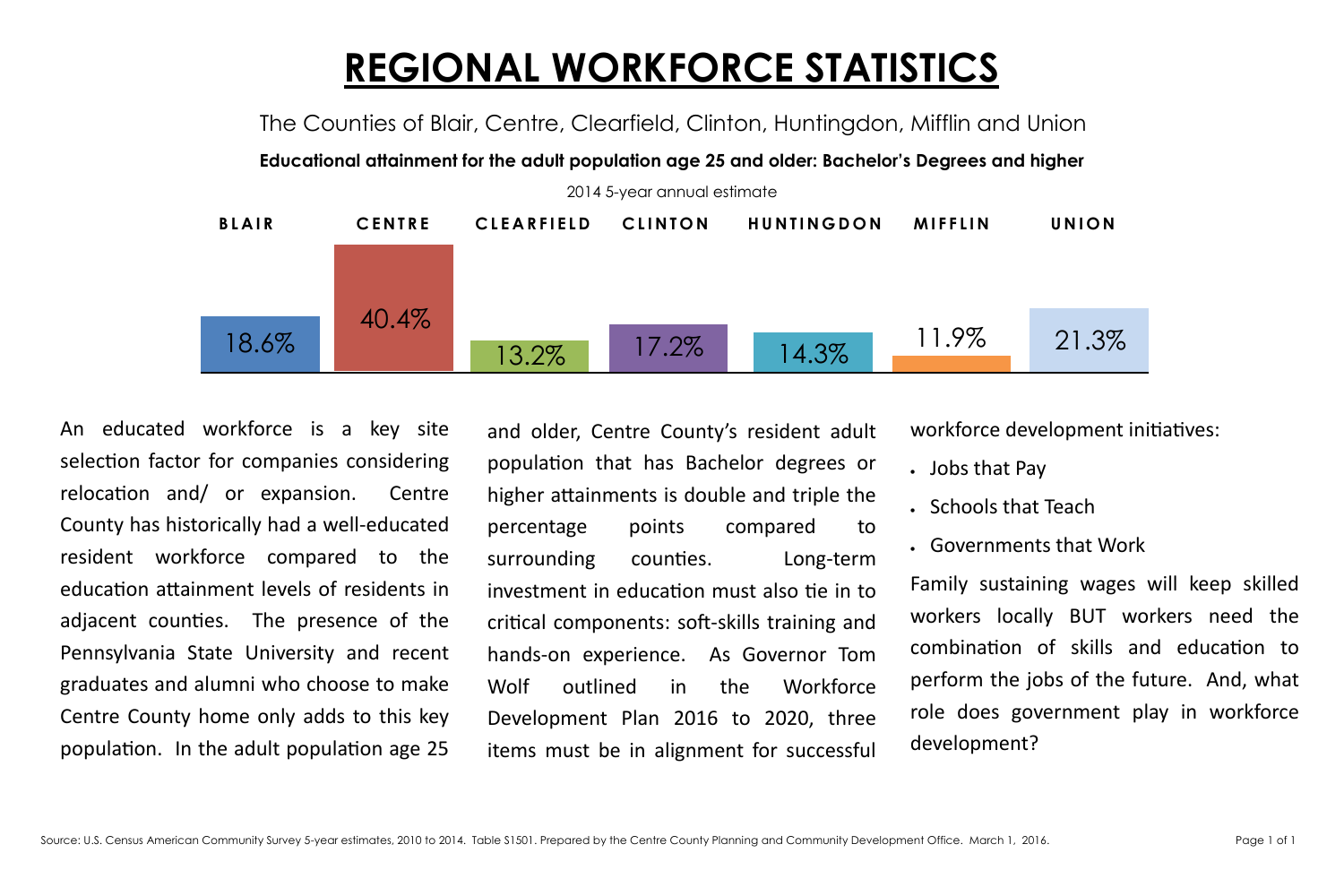# REGIONAL WORKFORCE STATISTICS

The Counties of Blair, Centre, Clearfield, Clinton, Huntingdon, Mifflin and Union

**Educational attainment for the adult population age 25 and older: Bachelor's Degrees and higher**

2014 5-year annual estimate

| BLAIR | CENTRE | CLEARFIELD | CLINTON | HUNTINGDON | MIFFLIN | UNION |
|---|---|---|---|---|---|---|
| 18.6% | 40.4% | 13.2% | 17.2% | 14.3% | 11.9% | 21.3% |

An educated workforce is a key site selection factor for companies considering relocation and/ or expansion. Centre County has historically had a well-educated resident workforce compared to the education attainment levels of residents in adjacent counties. The presence of the Pennsylvania State University and recent graduates and alumni who choose to make Centre County home only adds to this key population. In the adult population age 25 and older, Centre County's resident adult population that has Bachelor degrees or higher attainments is double and triple the percentage points compared to surrounding counties. Long-term investment in education must also tie in to critical components: soft-skills training and hands-on experience. As Governor Tom Wolf outlined in the Workforce Development Plan 2016 to 2020, three items must be in alignment for successful workforce development initiatives:

- Jobs that Pay
- Schools that Teach
- Governments that Work

Family sustaining wages will keep skilled workers locally BUT workers need the combination of skills and education to perform the jobs of the future. And, what role does government play in workforce development?

Source: U.S. Census American Community Survey 5-year estimates, 2010 to 2014. Table S1501. Prepared by the Centre County Planning and Community Development Office. March 1, 2016.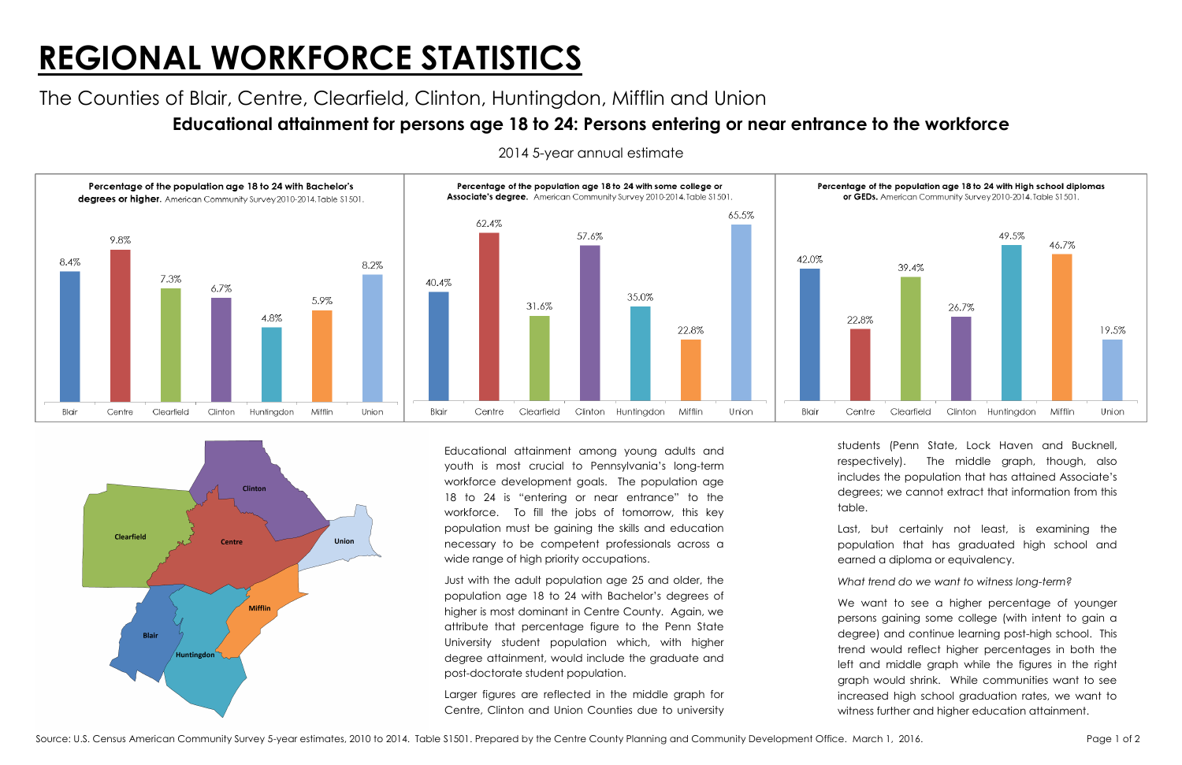# REGIONAL WORKFORCE STATISTICS

The Counties of Blair, Centre, Clearfield, Clinton, Huntingdon, Mifflin and Union

## Educational attainment for persons age 18 to 24: Persons entering or near entrance to the workforce

2014 5-year annual estimate

**Percentage of the population age 18 to 24 with Bachelor's degrees or higher.** American Community Survey 2010-2014, Table S1501.

8.4%
9.8%
7.3%
6.7%
4.8%
5.9%
8.2%

Blair, Centre, Clearfield, Clinton, Huntingdon, Mifflin, Union

**Percentage of the population age 18 to 24 with some college or Associate's degree.** American Community Survey 2010-2014, Table S1501.

40.4%
62.4%
31.6%
57.6%
35.0%
22.8%
65.5%

Blair, Centre, Clearfield, Clinton, Huntingdon, Mifflin, Union

**Percentage of the population age 18 to 24 with High school diplomas or GEDs.** American Community Survey 2010-2014, Table S1501.

42.0%
22.8%
39.4%
26.7%
49.5%
46.7%
19.5%

Blair, Centre, Clearfield, Clinton, Huntingdon, Mifflin, Union

Clinton
Clearfield
Centre
Union
Mifflin
Blair
Huntingdon

Educational attainment among young adults and youth is most crucial to Pennsylvania's long-term workforce development goals. The population age 18 to 24 is "entering or near entrance" to the workforce. To fill the jobs of tomorrow, this key population must be gaining the skills and education necessary to be competent professionals across a wide range of high priority occupations.

Just with the adult population age 25 and older, the population age 18 to 24 with Bachelor's degrees of higher is most dominant in Centre County. Again, we attribute that percentage figure to the Penn State University student population which, with higher degree attainment, would include the graduate and post-doctorate student population.

Larger figures are reflected in the middle graph for Centre, Clinton and Union Counties due to university students (Penn State, Lock Haven and Bucknell, respectively). The middle graph, though, also includes the population that has attained Associate's degrees; we cannot extract that information from this table.

Last, but certainly not least, is examining the population that has graduated high school and earned a diploma or equivalency.

*What trend do we want to witness long-term?*

We want to see a higher percentage of younger persons gaining some college (with intent to gain a degree) and continue learning post-high school. This trend would reflect higher percentages in both the left and middle graph while the figures in the right graph would shrink. While communities want to see increased high school graduation rates, we want to witness further and higher education attainment.

Source: U.S. Census American Community Survey 5-year estimates, 2010 to 2014. Table S1501. Prepared by the Centre County Planning and Community Development Office. March 1, 2016.